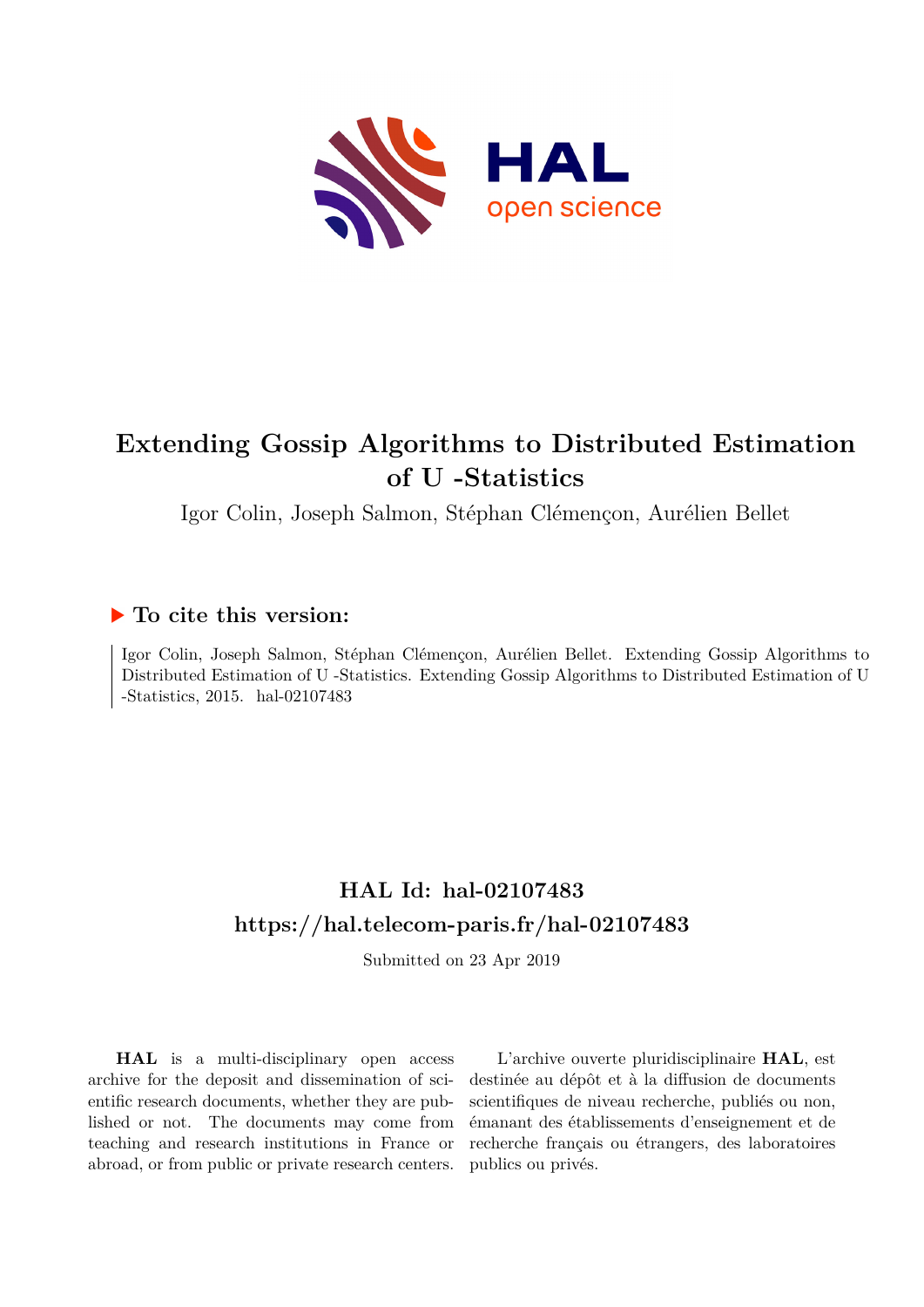# Extending Gossip Algorithms to Distributed Estimation of U -Statistics

Igor Colin, Joseph Salmon, Stéphan Clémençon, Aurélien Bellet

## ▶ To cite this version:

Igor Colin, Joseph Salmon, Stéphan Clémençon, Aurélien Bellet. Extending Gossip Algorithms to Distributed Estimation of U -Statistics. Extending Gossip Algorithms to Distributed Estimation of U -Statistics, 2015. hal-02107483

## HAL Id: hal-02107483

## https://hal.telecom-paris.fr/hal-02107483

Submitted on 23 Apr 2019

**HAL** is a multi-disciplinary open access archive for the deposit and dissemination of scientific research documents, whether they are published or not. The documents may come from teaching and research institutions in France or abroad, or from public or private research centers.

L'archive ouverte pluridisciplinaire **HAL**, est destinée au dépôt et à la diffusion de documents scientifiques de niveau recherche, publiés ou non, émanant des établissements d'enseignement et de recherche français ou étrangers, des laboratoires publics ou privés.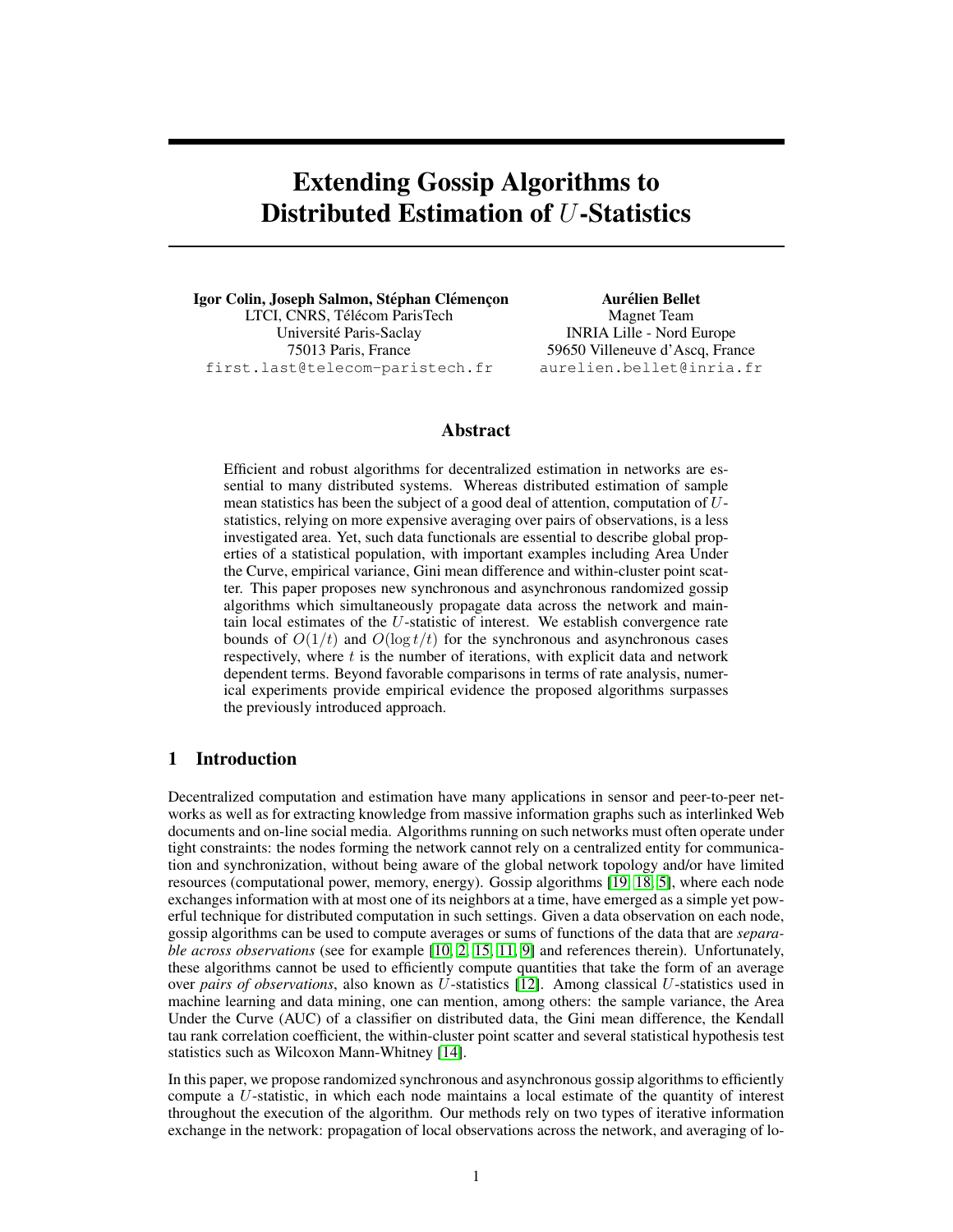# Extending Gossip Algorithms to Distributed Estimation of $U$-Statistics

**Igor Colin, Joseph Salmon, Stéphan Clémençon**
LTCI, CNRS, Télécom ParisTech
Université Paris-Saclay
75013 Paris, France
first.last@telecom-paristech.fr

**Aurélien Bellet**
Magnet Team
INRIA Lille - Nord Europe
59650 Villeneuve d'Ascq, France
aurelien.bellet@inria.fr

## Abstract

Efficient and robust algorithms for decentralized estimation in networks are essential to many distributed systems. Whereas distributed estimation of sample mean statistics has been the subject of a good deal of attention, computation of $U$-statistics, relying on more expensive averaging over pairs of observations, is a less investigated area. Yet, such data functionals are essential to describe global properties of a statistical population, with important examples including Area Under the Curve, empirical variance, Gini mean difference and within-cluster point scatter. This paper proposes new synchronous and asynchronous randomized gossip algorithms which simultaneously propagate data across the network and maintain local estimates of the $U$-statistic of interest. We establish convergence rate bounds of $O(1/t)$ and $O(\log t/t)$ for the synchronous and asynchronous cases respectively, where $t$ is the number of iterations, with explicit data and network dependent terms. Beyond favorable comparisons in terms of rate analysis, numerical experiments provide empirical evidence the proposed algorithms surpasses the previously introduced approach.

## 1 Introduction

Decentralized computation and estimation have many applications in sensor and peer-to-peer networks as well as for extracting knowledge from massive information graphs such as interlinked Web documents and on-line social media. Algorithms running on such networks must often operate under tight constraints: the nodes forming the network cannot rely on a centralized entity for communication and synchronization, without being aware of the global network topology and/or have limited resources (computational power, memory, energy). Gossip algorithms [19, 18, 5], where each node exchanges information with at most one of its neighbors at a time, have emerged as a simple yet powerful technique for distributed computation in such settings. Given a data observation on each node, gossip algorithms can be used to compute averages or sums of functions of the data that are *separable across observations* (see for example [10, 2, 15, 11, 9] and references therein). Unfortunately, these algorithms cannot be used to efficiently compute quantities that take the form of an average over *pairs of observations*, also known as $U$-statistics [12]. Among classical $U$-statistics used in machine learning and data mining, one can mention, among others: the sample variance, the Area Under the Curve (AUC) of a classifier on distributed data, the Gini mean difference, the Kendall tau rank correlation coefficient, the within-cluster point scatter and several statistical hypothesis test statistics such as Wilcoxon Mann-Whitney [14].

In this paper, we propose randomized synchronous and asynchronous gossip algorithms to efficiently compute a $U$-statistic, in which each node maintains a local estimate of the quantity of interest throughout the execution of the algorithm. Our methods rely on two types of iterative information exchange in the network: propagation of local observations across the network, and averaging of lo-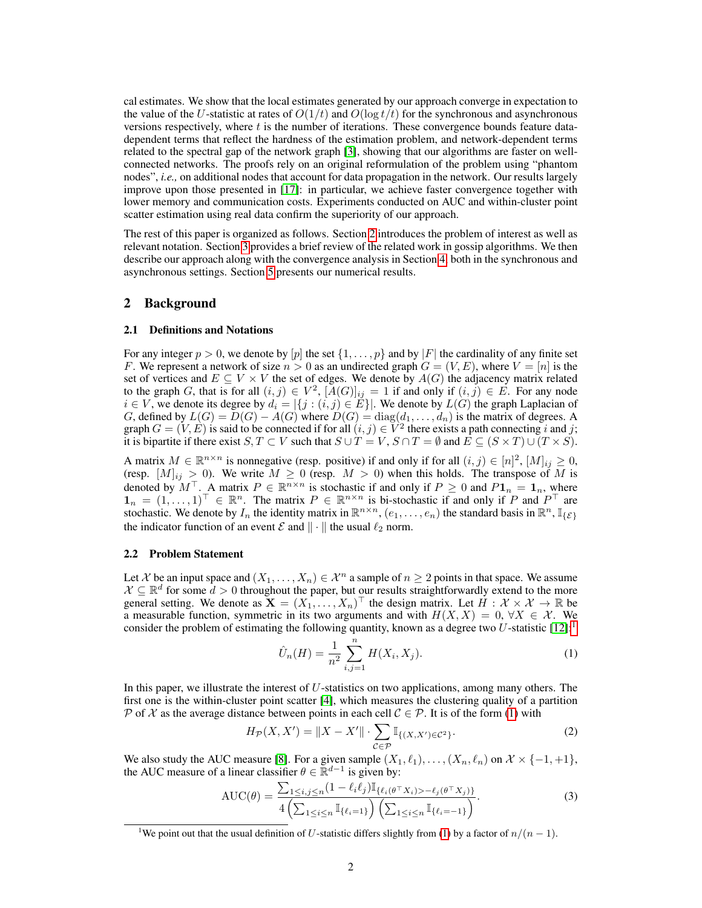cal estimates. We show that the local estimates generated by our approach converge in expectation to the value of the $U$-statistic at rates of $O(1/t)$ and $O(\log t/t)$ for the synchronous and asynchronous versions respectively, where $t$ is the number of iterations. These convergence bounds feature data-dependent terms that reflect the hardness of the estimation problem, and network-dependent terms related to the spectral gap of the network graph [3], showing that our algorithms are faster on well-connected networks. The proofs rely on an original reformulation of the problem using "phantom nodes", *i.e.,* on additional nodes that account for data propagation in the network. Our results largely improve upon those presented in [17]: in particular, we achieve faster convergence together with lower memory and communication costs. Experiments conducted on AUC and within-cluster point scatter estimation using real data confirm the superiority of our approach.

The rest of this paper is organized as follows. Section 2 introduces the problem of interest as well as relevant notation. Section 3 provides a brief review of the related work in gossip algorithms. We then describe our approach along with the convergence analysis in Section 4, both in the synchronous and asynchronous settings. Section 5 presents our numerical results.

## 2 Background

### 2.1 Definitions and Notations

For any integer $p > 0$, we denote by $[p]$ the set $\{1, \ldots, p\}$ and by $|F|$ the cardinality of any finite set $F$. We represent a network of size $n > 0$ as an undirected graph $G = (V, E)$, where $V = [n]$ is the set of vertices and $E \subseteq V \times V$ the set of edges. We denote by $A(G)$ the adjacency matrix related to the graph $G$, that is for all $(i, j) \in V^2$, $[A(G)]_{ij} = 1$ if and only if $(i, j) \in E$. For any node $i \in V$, we denote its degree by $d_i = |\{j : (i, j) \in E\}|$. We denote by $L(G)$ the graph Laplacian of $G$, defined by $L(G) = D(G) - A(G)$ where $D(G) = \operatorname{diag}(d_1, \ldots, d_n)$ is the matrix of degrees. A graph $G = (V, E)$ is said to be connected if for all $(i, j) \in V^2$ there exists a path connecting $i$ and $j$; it is bipartite if there exist $S, T \subset V$ such that $S \cup T = V$, $S \cap T = \emptyset$ and $E \subseteq (S \times T) \cup (T \times S)$.

A matrix $M \in \mathbb{R}^{n \times n}$ is nonnegative (resp. positive) if and only if for all $(i, j) \in [n]^2$, $[M]_{ij} \geq 0$, (resp. $[M]_{ij} > 0$). We write $M \geq 0$ (resp. $M > 0$) when this holds. The transpose of $M$ is denoted by $M^\top$. A matrix $P \in \mathbb{R}^{n \times n}$ is stochastic if and only if $P \geq 0$ and $P\mathbf{1}_n = \mathbf{1}_n$, where $\mathbf{1}_n = (1, \ldots, 1)^\top \in \mathbb{R}^n$. The matrix $P \in \mathbb{R}^{n \times n}$ is bi-stochastic if and only if $P$ and $P^\top$ are stochastic. We denote by $I_n$ the identity matrix in $\mathbb{R}^{n \times n}$, $(e_1, \ldots, e_n)$ the standard basis in $\mathbb{R}^n$, $\mathbb{I}_{\{\mathcal{E}\}}$ the indicator function of an event $\mathcal{E}$ and $\|\cdot\|$ the usual $\ell_2$ norm.

### 2.2 Problem Statement

Let $\mathcal{X}$ be an input space and $(X_1, \ldots, X_n) \in \mathcal{X}^n$ a sample of $n \geq 2$ points in that space. We assume $\mathcal{X} \subseteq \mathbb{R}^d$ for some $d > 0$ throughout the paper, but our results straightforwardly extend to the more general setting. We denote as $\mathbf{X} = (X_1, \ldots, X_n)^\top$ the design matrix. Let $H : \mathcal{X} \times \mathcal{X} \to \mathbb{R}$ be a measurable function, symmetric in its two arguments and with $H(X, X) = 0$, $\forall X \in \mathcal{X}$. We consider the problem of estimating the following quantity, known as a degree two $U$-statistic [12]:[1]

$$\hat{U}_n(H) = \frac{1}{n^2} \sum_{i,j=1}^{n} H(X_i, X_j). \tag{1}$$

In this paper, we illustrate the interest of $U$-statistics on two applications, among many others. The first one is the within-cluster point scatter [4], which measures the clustering quality of a partition $\mathcal{P}$ of $\mathcal{X}$ as the average distance between points in each cell $\mathcal{C} \in \mathcal{P}$. It is of the form (1) with

$$H_{\mathcal{P}}(X, X') = \|X - X'\| \cdot \sum_{\mathcal{C} \in \mathcal{P}} \mathbb{I}_{\{(X, X') \in \mathcal{C}^2\}}. \tag{2}$$

We also study the AUC measure [8]. For a given sample $(X_1, \ell_1), \ldots, (X_n, \ell_n)$ on $\mathcal{X} \times \{-1, +1\}$, the AUC measure of a linear classifier $\theta \in \mathbb{R}^{d-1}$ is given by:

$$\operatorname{AUC}(\theta) = \frac{\sum_{1 \leq i,j \leq n} (1 - \ell_i \ell_j) \mathbb{I}_{\{\ell_i(\theta^\top X_i) > -\ell_j(\theta^\top X_j)\}}}{4 \left( \sum_{1 \leq i \leq n} \mathbb{I}_{\{\ell_i = 1\}} \right) \left( \sum_{1 \leq i \leq n} \mathbb{I}_{\{\ell_i = -1\}} \right)}. \tag{3}$$

[1] We point out that the usual definition of $U$-statistic differs slightly from (1) by a factor of $n/(n-1)$.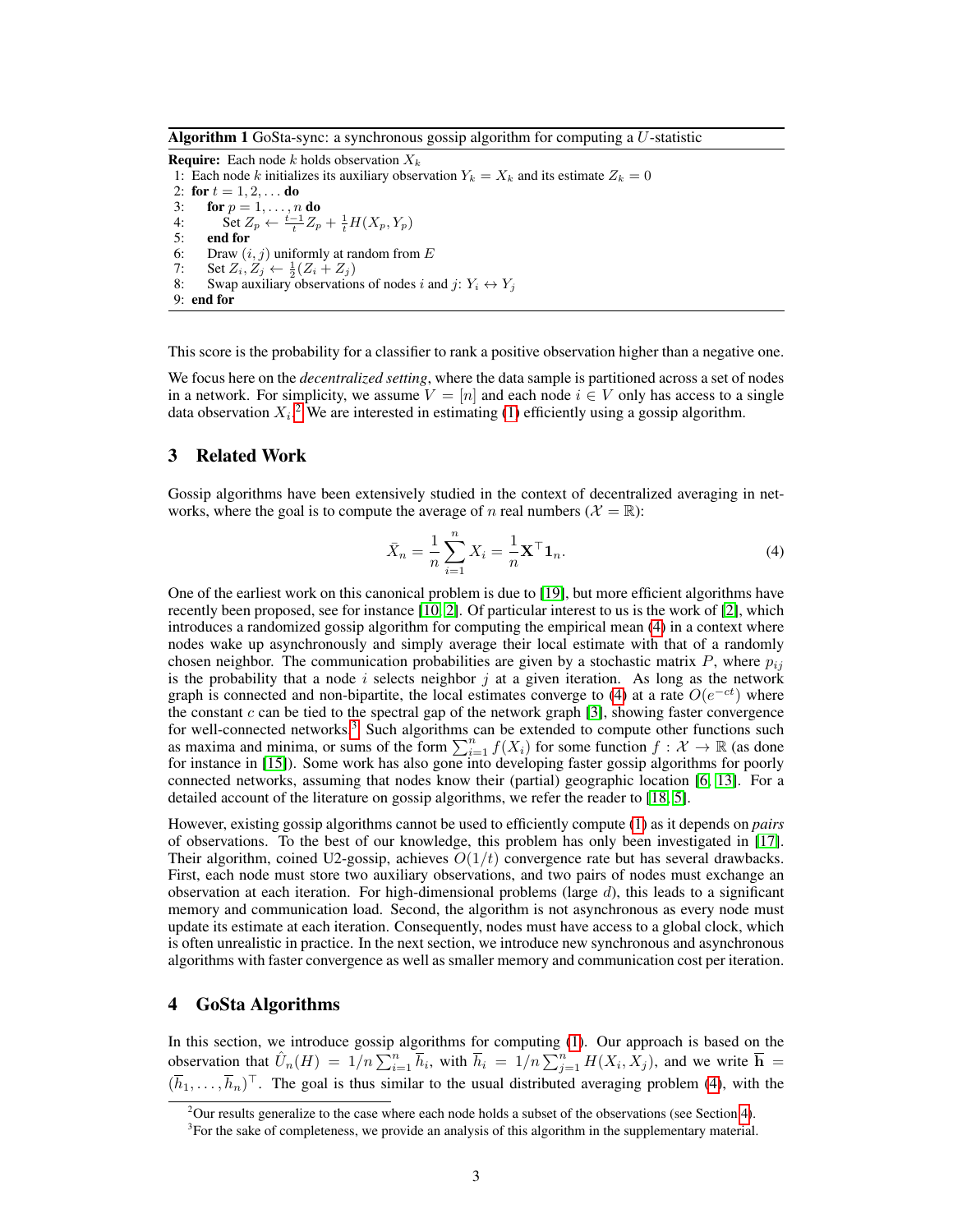**Algorithm 1** GoSta-sync: a synchronous gossip algorithm for computing a $U$-statistic

**Require:** Each node $k$ holds observation $X_k$

1: Each node $k$ initializes its auxiliary observation $Y_k = X_k$ and its estimate $Z_k = 0$
2: **for** $t = 1, 2, \dots$ **do**
3: &nbsp;&nbsp;&nbsp;&nbsp;**for** $p = 1, \dots, n$ **do**
4: &nbsp;&nbsp;&nbsp;&nbsp;&nbsp;&nbsp;&nbsp;&nbsp;Set $Z_p \leftarrow \frac{t-1}{t} Z_p + \frac{1}{t} H(X_p, Y_p)$
5: &nbsp;&nbsp;&nbsp;&nbsp;**end for**
6: &nbsp;&nbsp;&nbsp;&nbsp;Draw $(i, j)$ uniformly at random from $E$
7: &nbsp;&nbsp;&nbsp;&nbsp;Set $Z_i, Z_j \leftarrow \frac{1}{2}(Z_i + Z_j)$
8: &nbsp;&nbsp;&nbsp;&nbsp;Swap auxiliary observations of nodes $i$ and $j$: $Y_i \leftrightarrow Y_j$
9: **end for**

This score is the probability for a classifier to rank a positive observation higher than a negative one.

We focus here on the *decentralized setting*, where the data sample is partitioned across a set of nodes in a network. For simplicity, we assume $V = [n]$ and each node $i \in V$ only has access to a single data observation $X_i$.[2] We are interested in estimating (1) efficiently using a gossip algorithm.

## 3 Related Work

Gossip algorithms have been extensively studied in the context of decentralized averaging in networks, where the goal is to compute the average of $n$ real numbers ($\mathcal{X} = \mathbb{R}$):

$$\bar{X}_n = \frac{1}{n} \sum_{i=1}^{n} X_i = \frac{1}{n} \mathbf{X}^\top \mathbf{1}_n. \tag{4}$$

One of the earliest work on this canonical problem is due to [19], but more efficient algorithms have recently been proposed, see for instance [10, 2]. Of particular interest to us is the work of [2], which introduces a randomized gossip algorithm for computing the empirical mean (4) in a context where nodes wake up asynchronously and simply average their local estimate with that of a randomly chosen neighbor. The communication probabilities are given by a stochastic matrix $P$, where $p_{ij}$ is the probability that a node $i$ selects neighbor $j$ at a given iteration. As long as the network graph is connected and non-bipartite, the local estimates converge to (4) at a rate $O(e^{-ct})$ where the constant $c$ can be tied to the spectral gap of the network graph [3], showing faster convergence for well-connected networks.[3] Such algorithms can be extended to compute other functions such as maxima and minima, or sums of the form $\sum_{i=1}^{n} f(X_i)$ for some function $f : \mathcal{X} \to \mathbb{R}$ (as done for instance in [15]). Some work has also gone into developing faster gossip algorithms for poorly connected networks, assuming that nodes know their (partial) geographic location [6, 13]. For a detailed account of the literature on gossip algorithms, we refer the reader to [18, 5].

However, existing gossip algorithms cannot be used to efficiently compute (1) as it depends on *pairs* of observations. To the best of our knowledge, this problem has only been investigated in [17]. Their algorithm, coined U2-gossip, achieves $O(1/t)$ convergence rate but has several drawbacks. First, each node must store two auxiliary observations, and two pairs of nodes must exchange an observation at each iteration. For high-dimensional problems (large $d$), this leads to a significant memory and communication load. Second, the algorithm is not asynchronous as every node must update its estimate at each iteration. Consequently, nodes must have access to a global clock, which is often unrealistic in practice. In the next section, we introduce new synchronous and asynchronous algorithms with faster convergence as well as smaller memory and communication cost per iteration.

## 4 GoSta Algorithms

In this section, we introduce gossip algorithms for computing (1). Our approach is based on the observation that $\hat{U}_n(H) = 1/n \sum_{i=1}^{n} \overline{h}_i$, with $\overline{h}_i = 1/n \sum_{j=1}^{n} H(X_i, X_j)$, and we write $\overline{\mathbf{h}} = (\overline{h}_1, \dots, \overline{h}_n)^\top$. The goal is thus similar to the usual distributed averaging problem (4), with the

[2] Our results generalize to the case where each node holds a subset of the observations (see Section 4).

[3] For the sake of completeness, we provide an analysis of this algorithm in the supplementary material.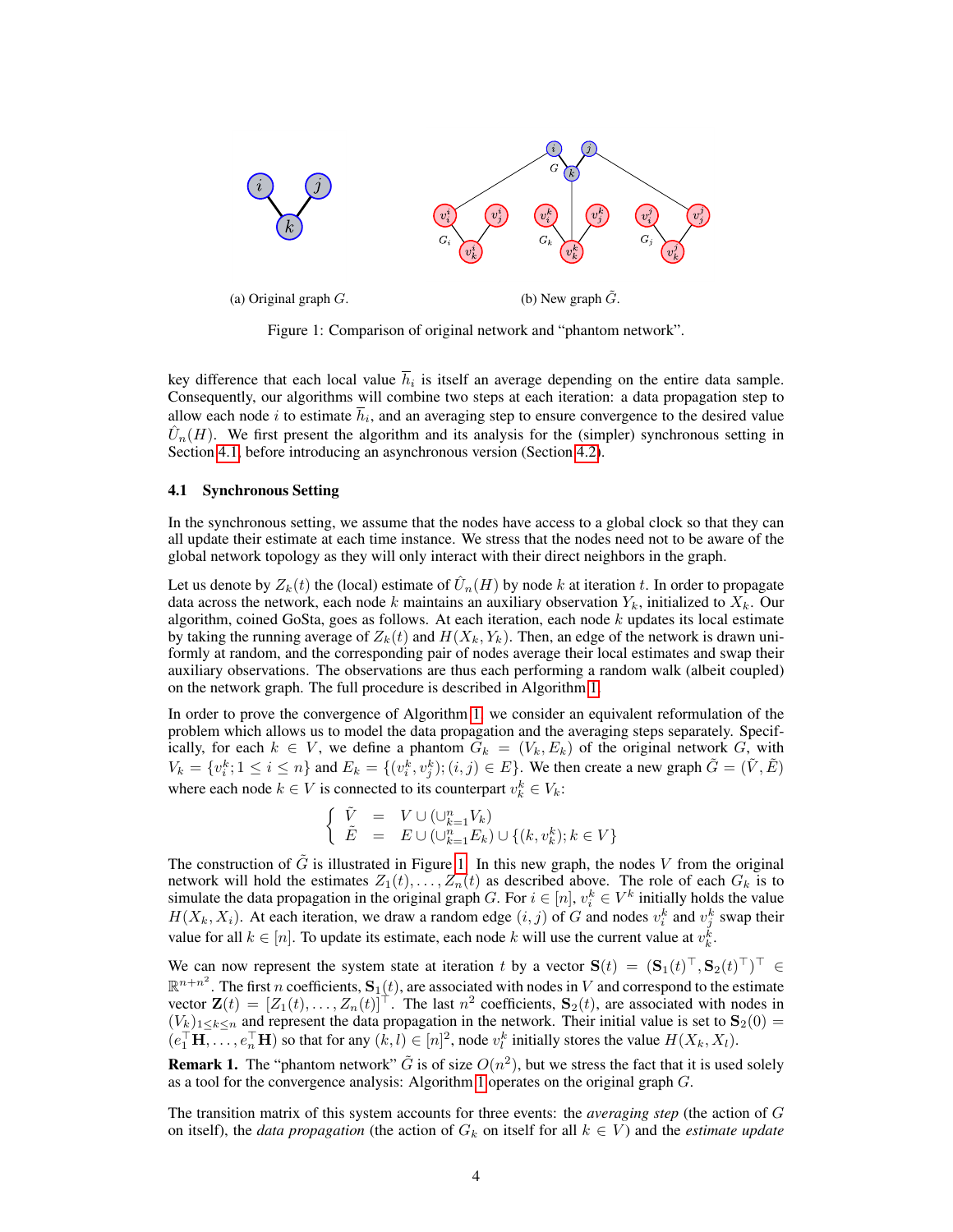(a) Original graph $G$.

(b) New graph $\tilde{G}$.

Figure 1: Comparison of original network and "phantom network".

key difference that each local value $\overline{h}_i$ is itself an average depending on the entire data sample. Consequently, our algorithms will combine two steps at each iteration: a data propagation step to allow each node $i$ to estimate $\overline{h}_i$, and an averaging step to ensure convergence to the desired value $\hat{U}_n(H)$. We first present the algorithm and its analysis for the (simpler) synchronous setting in Section 4.1, before introducing an asynchronous version (Section 4.2).

### 4.1 Synchronous Setting

In the synchronous setting, we assume that the nodes have access to a global clock so that they can all update their estimate at each time instance. We stress that the nodes need not to be aware of the global network topology as they will only interact with their direct neighbors in the graph.

Let us denote by $Z_k(t)$ the (local) estimate of $\hat{U}_n(H)$ by node $k$ at iteration $t$. In order to propagate data across the network, each node $k$ maintains an auxiliary observation $Y_k$, initialized to $X_k$. Our algorithm, coined GoSta, goes as follows. At each iteration, each node $k$ updates its local estimate by taking the running average of $Z_k(t)$ and $H(X_k, Y_k)$. Then, an edge of the network is drawn uniformly at random, and the corresponding pair of nodes average their local estimates and swap their auxiliary observations. The observations are thus each performing a random walk (albeit coupled) on the network graph. The full procedure is described in Algorithm 1.

In order to prove the convergence of Algorithm 1, we consider an equivalent reformulation of the problem which allows us to model the data propagation and the averaging steps separately. Specifically, for each $k \in V$, we define a phantom $G_k = (V_k, E_k)$ of the original network $G$, with $V_k = \{v_i^k; 1 \leq i \leq n\}$ and $E_k = \{(v_i^k, v_j^k); (i,j) \in E\}$. We then create a new graph $\tilde{G} = (\tilde{V}, \tilde{E})$ where each node $k \in V$ is connected to its counterpart $v_k^k \in V_k$:

$$\begin{cases} \tilde{V} &= V \cup (\cup_{k=1}^n V_k) \\ \tilde{E} &= E \cup (\cup_{k=1}^n E_k) \cup \{(k, v_k^k); k \in V\} \end{cases}$$

The construction of $\tilde{G}$ is illustrated in Figure 1. In this new graph, the nodes $V$ from the original network will hold the estimates $Z_1(t), \ldots, Z_n(t)$ as described above. The role of each $G_k$ is to simulate the data propagation in the original graph $G$. For $i \in [n]$, $v_i^k \in V^k$ initially holds the value $H(X_k, X_i)$. At each iteration, we draw a random edge $(i,j)$ of $G$ and nodes $v_i^k$ and $v_j^k$ swap their value for all $k \in [n]$. To update its estimate, each node $k$ will use the current value at $v_k^k$.

We can now represent the system state at iteration $t$ by a vector $\mathbf{S}(t) = (\mathbf{S}_1(t)^\top, \mathbf{S}_2(t)^\top)^\top \in \mathbb{R}^{n+n^2}$. The first $n$ coefficients, $\mathbf{S}_1(t)$, are associated with nodes in $V$ and correspond to the estimate vector $\mathbf{Z}(t) = [Z_1(t), \ldots, Z_n(t)]^\top$. The last $n^2$ coefficients, $\mathbf{S}_2(t)$, are associated with nodes in $(V_k)_{1 \leq k \leq n}$ and represent the data propagation in the network. Their initial value is set to $\mathbf{S}_2(0) = (e_1^\top \mathbf{H}, \ldots, e_n^\top \mathbf{H})$ so that for any $(k,l) \in [n]^2$, node $v_l^k$ initially stores the value $H(X_k, X_l)$.

**Remark 1.** The "phantom network" $\tilde{G}$ is of size $O(n^2)$, but we stress the fact that it is used solely as a tool for the convergence analysis: Algorithm 1 operates on the original graph $G$.

The transition matrix of this system accounts for three events: the *averaging step* (the action of $G$ on itself), the *data propagation* (the action of $G_k$ on itself for all $k \in V$) and the *estimate update*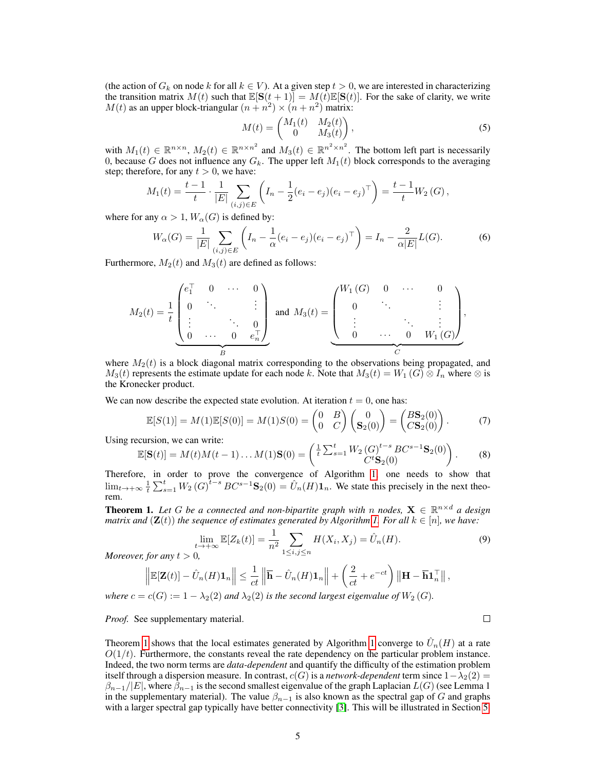(the action of $G_k$ on node $k$ for all $k \in V$). At a given step $t > 0$, we are interested in characterizing the transition matrix $M(t)$ such that $\mathbb{E}[\mathbf{S}(t+1)] = M(t)\mathbb{E}[\mathbf{S}(t)]$. For the sake of clarity, we write $M(t)$ as an upper block-triangular $(n+n^2) \times (n+n^2)$ matrix:

$$M(t) = \begin{pmatrix} M_1(t) & M_2(t) \\ 0 & M_3(t) \end{pmatrix}, \tag{5}$$

with $M_1(t) \in \mathbb{R}^{n \times n}$, $M_2(t) \in \mathbb{R}^{n \times n^2}$ and $M_3(t) \in \mathbb{R}^{n^2 \times n^2}$. The bottom left part is necessarily 0, because $G$ does not influence any $G_k$. The upper left $M_1(t)$ block corresponds to the averaging step; therefore, for any $t > 0$, we have:

$$M_1(t) = \frac{t-1}{t} \cdot \frac{1}{|E|} \sum_{(i,j) \in E} \left( I_n - \frac{1}{2}(e_i - e_j)(e_i - e_j)^\top \right) = \frac{t-1}{t} W_2(G),$$

where for any $\alpha > 1$, $W_\alpha(G)$ is defined by:

$$W_\alpha(G) = \frac{1}{|E|} \sum_{(i,j) \in E} \left( I_n - \frac{1}{\alpha}(e_i - e_j)(e_i - e_j)^\top \right) = I_n - \frac{2}{\alpha |E|} L(G). \tag{6}$$

Furthermore, $M_2(t)$ and $M_3(t)$ are defined as follows:

$$M_2(t) = \frac{1}{t} \underbrace{\begin{pmatrix} e_1^\top & 0 & \cdots & 0 \\ 0 & \ddots & & \vdots \\ \vdots & & \ddots & 0 \\ 0 & \cdots & 0 & e_n^\top \end{pmatrix}}_{B} \quad \text{and} \quad M_3(t) = \underbrace{\begin{pmatrix} W_1(G) & 0 & \cdots & 0 \\ 0 & \ddots & & \vdots \\ \vdots & & \ddots & \vdots \\ 0 & \cdots & 0 & W_1(G) \end{pmatrix}}_{C},$$

where $M_2(t)$ is a block diagonal matrix corresponding to the observations being propagated, and $M_3(t)$ represents the estimate update for each node $k$. Note that $M_3(t) = W_1(G) \otimes I_n$ where $\otimes$ is the Kronecker product.

We can now describe the expected state evolution. At iteration $t = 0$, one has:

$$\mathbb{E}[S(1)] = M(1)\mathbb{E}[S(0)] = M(1)S(0) = \begin{pmatrix} 0 & B \\ 0 & C \end{pmatrix} \begin{pmatrix} 0 \\ \mathbf{S}_2(0) \end{pmatrix} = \begin{pmatrix} B\mathbf{S}_2(0) \\ C\mathbf{S}_2(0) \end{pmatrix}. \tag{7}$$

Using recursion, we can write:

$$\mathbb{E}[\mathbf{S}(t)] = M(t)M(t-1)\dots M(1)\mathbf{S}(0) = \begin{pmatrix} \frac{1}{t}\sum_{s=1}^t W_2(G)^{t-s} BC^{s-1}\mathbf{S}_2(0) \\ C^t \mathbf{S}_2(0) \end{pmatrix}. \tag{8}$$

Therefore, in order to prove the convergence of Algorithm 1, one needs to show that $\lim_{t \to +\infty} \frac{1}{t}\sum_{s=1}^t W_2(G)^{t-s} BC^{s-1}\mathbf{S}_2(0) = \hat{U}_n(H)\mathbf{1}_n$. We state this precisely in the next theorem.

**Theorem 1.** *Let $G$ be a connected and non-bipartite graph with $n$ nodes, $\mathbf{X} \in \mathbb{R}^{n \times d}$ a design matrix and $(\mathbf{Z}(t))$ the sequence of estimates generated by Algorithm 1. For all $k \in [n]$, we have:*

$$\lim_{t \to +\infty} \mathbb{E}[Z_k(t)] = \frac{1}{n^2} \sum_{1 \le i,j \le n} H(X_i, X_j) = \hat{U}_n(H). \tag{9}$$

*Moreover, for any $t > 0$,*

$$\left\| \mathbb{E}[\mathbf{Z}(t)] - \hat{U}_n(H)\mathbf{1}_n \right\| \le \frac{1}{ct} \left\| \overline{\mathbf{h}} - \hat{U}_n(H)\mathbf{1}_n \right\| + \left( \frac{2}{ct} + e^{-ct} \right) \left\| \mathbf{H} - \overline{\mathbf{h}}\mathbf{1}_n^\top \right\|,$$

*where $c = c(G) := 1 - \lambda_2(2)$ and $\lambda_2(2)$ is the second largest eigenvalue of $W_2(G)$.*

*Proof.* See supplementary material. □

Theorem 1 shows that the local estimates generated by Algorithm 1 converge to $\hat{U}_n(H)$ at a rate $O(1/t)$. Furthermore, the constants reveal the rate dependency on the particular problem instance. Indeed, the two norm terms are *data-dependent* and quantify the difficulty of the estimation problem itself through a dispersion measure. In contrast, $c(G)$ is a *network-dependent* term since $1 - \lambda_2(2) = \beta_{n-1}/|E|$, where $\beta_{n-1}$ is the second smallest eigenvalue of the graph Laplacian $L(G)$ (see Lemma 1 in the supplementary material). The value $\beta_{n-1}$ is also known as the spectral gap of $G$ and graphs with a larger spectral gap typically have better connectivity [3]. This will be illustrated in Section 5.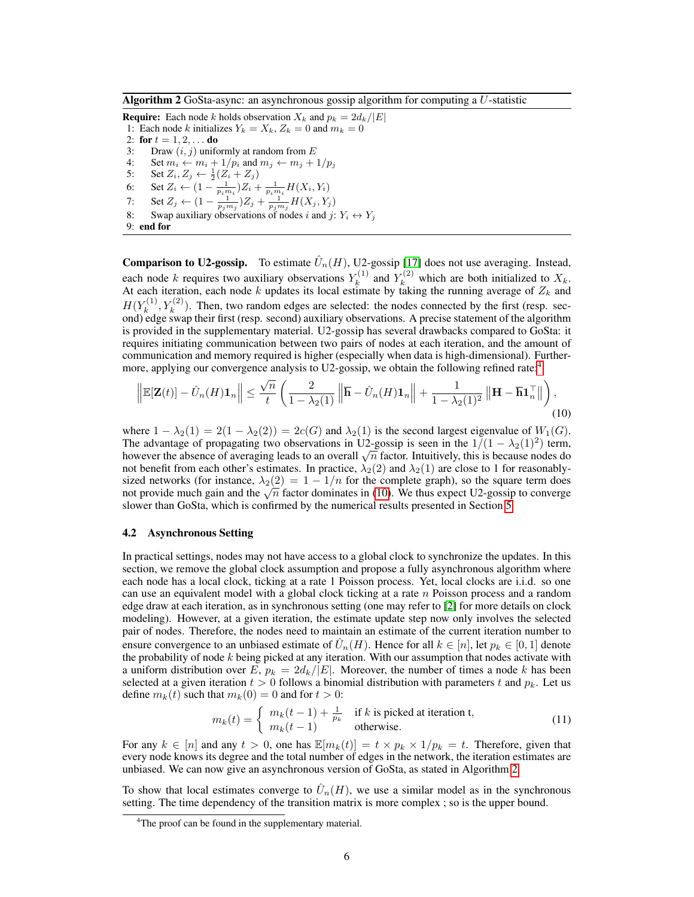**Algorithm 2** GoSta-async: an asynchronous gossip algorithm for computing a $U$-statistic

**Require:** Each node $k$ holds observation $X_k$ and $p_k = 2d_k/|E|$

1: Each node $k$ initializes $Y_k = X_k$, $Z_k = 0$ and $m_k = 0$
2: **for** $t = 1, 2, \ldots$ **do**
3: &nbsp;&nbsp;&nbsp;&nbsp;Draw $(i, j)$ uniformly at random from $E$
4: &nbsp;&nbsp;&nbsp;&nbsp;Set $m_i \leftarrow m_i + 1/p_i$ and $m_j \leftarrow m_j + 1/p_j$
5: &nbsp;&nbsp;&nbsp;&nbsp;Set $Z_i, Z_j \leftarrow \frac{1}{2}(Z_i + Z_j)$
6: &nbsp;&nbsp;&nbsp;&nbsp;Set $Z_i \leftarrow (1 - \frac{1}{p_i m_i})Z_i + \frac{1}{p_i m_i}H(X_i, Y_i)$
7: &nbsp;&nbsp;&nbsp;&nbsp;Set $Z_j \leftarrow (1 - \frac{1}{p_j m_j})Z_j + \frac{1}{p_j m_j}H(X_j, Y_j)$
8: &nbsp;&nbsp;&nbsp;&nbsp;Swap auxiliary observations of nodes $i$ and $j$: $Y_i \leftrightarrow Y_j$
9: **end for**

**Comparison to U2-gossip.** To estimate $\hat{U}_n(H)$, U2-gossip [17] does not use averaging. Instead, each node $k$ requires two auxiliary observations $Y_k^{(1)}$ and $Y_k^{(2)}$ which are both initialized to $X_k$. At each iteration, each node $k$ updates its local estimate by taking the running average of $Z_k$ and $H(Y_k^{(1)}, Y_k^{(2)})$. Then, two random edges are selected: the nodes connected by the first (resp. second) edge swap their first (resp. second) auxiliary observations. A precise statement of the algorithm is provided in the supplementary material. U2-gossip has several drawbacks compared to GoSta: it requires initiating communication between two pairs of nodes at each iteration, and the amount of communication and memory required is higher (especially when data is high-dimensional). Furthermore, applying our convergence analysis to U2-gossip, we obtain the following refined rate:[4]

$$\left\| \mathbb{E}[\mathbf{Z}(t)] - \hat{U}_n(H)\mathbf{1}_n \right\| \leq \frac{\sqrt{n}}{t} \left( \frac{2}{1 - \lambda_2(1)} \left\| \overline{\mathbf{h}} - \hat{U}_n(H)\mathbf{1}_n \right\| + \frac{1}{1 - \lambda_2(1)^2} \left\| \mathbf{H} - \overline{\mathbf{h}}\mathbf{1}_n^\top \right\| \right), \tag{10}$$

where $1 - \lambda_2(1) = 2(1 - \lambda_2(2)) = 2c(G)$ and $\lambda_2(1)$ is the second largest eigenvalue of $W_1(G)$. The advantage of propagating two observations in U2-gossip is seen in the $1/(1 - \lambda_2(1)^2)$ term, however the absence of averaging leads to an overall $\sqrt{n}$ factor. Intuitively, this is because nodes do not benefit from each other's estimates. In practice, $\lambda_2(2)$ and $\lambda_2(1)$ are close to 1 for reasonably-sized networks (for instance, $\lambda_2(2) = 1 - 1/n$ for the complete graph), so the square term does not provide much gain and the $\sqrt{n}$ factor dominates in (10). We thus expect U2-gossip to converge slower than GoSta, which is confirmed by the numerical results presented in Section 5.

### 4.2 Asynchronous Setting

In practical settings, nodes may not have access to a global clock to synchronize the updates. In this section, we remove the global clock assumption and propose a fully asynchronous algorithm where each node has a local clock, ticking at a rate 1 Poisson process. Yet, local clocks are i.i.d. so one can use an equivalent model with a global clock ticking at a rate $n$ Poisson process and a random edge draw at each iteration, as in synchronous setting (one may refer to [2] for more details on clock modeling). However, at a given iteration, the estimate update step now only involves the selected pair of nodes. Therefore, the nodes need to maintain an estimate of the current iteration number to ensure convergence to an unbiased estimate of $\hat{U}_n(H)$. Hence for all $k \in [n]$, let $p_k \in [0, 1]$ denote the probability of node $k$ being picked at any iteration. With our assumption that nodes activate with a uniform distribution over $E$, $p_k = 2d_k/|E|$. Moreover, the number of times a node $k$ has been selected at a given iteration $t > 0$ follows a binomial distribution with parameters $t$ and $p_k$. Let us define $m_k(t)$ such that $m_k(0) = 0$ and for $t > 0$:

$$m_k(t) = \begin{cases} m_k(t-1) + \frac{1}{p_k} & \text{if } k \text{ is picked at iteration t,} \\ m_k(t-1) & \text{otherwise.} \end{cases} \tag{11}$$

For any $k \in [n]$ and any $t > 0$, one has $\mathbb{E}[m_k(t)] = t \times p_k \times 1/p_k = t$. Therefore, given that every node knows its degree and the total number of edges in the network, the iteration estimates are unbiased. We can now give an asynchronous version of GoSta, as stated in Algorithm 2.

To show that local estimates converge to $\hat{U}_n(H)$, we use a similar model as in the synchronous setting. The time dependency of the transition matrix is more complex ; so is the upper bound.

[4] The proof can be found in the supplementary material.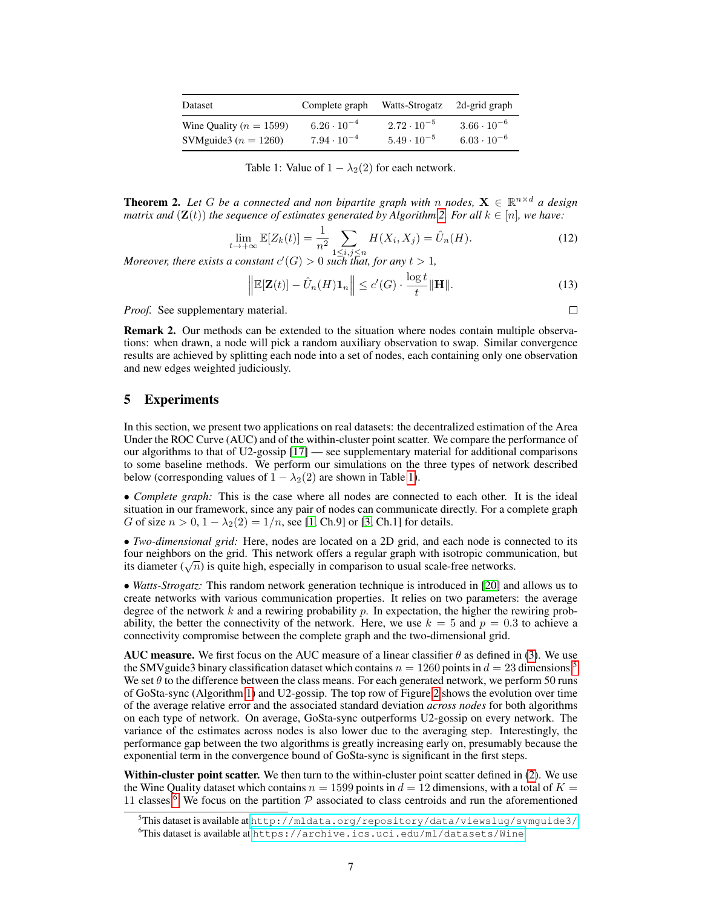| Dataset | Complete graph | Watts-Strogatz | 2d-grid graph |
|---|---|---|---|
| Wine Quality ($n = 1599$) | $6.26 \cdot 10^{-4}$ | $2.72 \cdot 10^{-5}$ | $3.66 \cdot 10^{-6}$ |
| SVMguide3 ($n = 1260$) | $7.94 \cdot 10^{-4}$ | $5.49 \cdot 10^{-5}$ | $6.03 \cdot 10^{-6}$ |

Table 1: Value of $1 - \lambda_2(2)$ for each network.

**Theorem 2.** *Let $G$ be a connected and non bipartite graph with $n$ nodes, $\mathbf{X} \in \mathbb{R}^{n \times d}$ a design matrix and $(\mathbf{Z}(t))$ the sequence of estimates generated by Algorithm 2. For all $k \in [n]$, we have:*

$$\lim_{t \to +\infty} \mathbb{E}[Z_k(t)] = \frac{1}{n^2} \sum_{1 \leq i,j \leq n} H(X_i, X_j) = \hat{U}_n(H). \tag{12}$$

*Moreover, there exists a constant $c'(G) > 0$ such that, for any $t > 1$,*

$$\left\| \mathbb{E}[\mathbf{Z}(t)] - \hat{U}_n(H)\mathbf{1}_n \right\| \leq c'(G) \cdot \frac{\log t}{t} \|\mathbf{H}\|. \tag{13}$$

*Proof.* See supplementary material. □

**Remark 2.** Our methods can be extended to the situation where nodes contain multiple observations: when drawn, a node will pick a random auxiliary observation to swap. Similar convergence results are achieved by splitting each node into a set of nodes, each containing only one observation and new edges weighted judiciously.

## 5 Experiments

In this section, we present two applications on real datasets: the decentralized estimation of the Area Under the ROC Curve (AUC) and of the within-cluster point scatter. We compare the performance of our algorithms to that of U2-gossip [17] — see supplementary material for additional comparisons to some baseline methods. We perform our simulations on the three types of network described below (corresponding values of $1 - \lambda_2(2)$ are shown in Table 1).

• *Complete graph:* This is the case where all nodes are connected to each other. It is the ideal situation in our framework, since any pair of nodes can communicate directly. For a complete graph $G$ of size $n > 0$, $1 - \lambda_2(2) = 1/n$, see [1, Ch.9] or [3, Ch.1] for details.

• *Two-dimensional grid:* Here, nodes are located on a 2D grid, and each node is connected to its four neighbors on the grid. This network offers a regular graph with isotropic communication, but its diameter ($\sqrt{n}$) is quite high, especially in comparison to usual scale-free networks.

• *Watts-Strogatz:* This random network generation technique is introduced in [20] and allows us to create networks with various communication properties. It relies on two parameters: the average degree of the network $k$ and a rewiring probability $p$. In expectation, the higher the rewiring probability, the better the connectivity of the network. Here, we use $k = 5$ and $p = 0.3$ to achieve a connectivity compromise between the complete graph and the two-dimensional grid.

**AUC measure.** We first focus on the AUC measure of a linear classifier $\theta$ as defined in (3). We use the SMVguide3 binary classification dataset which contains $n = 1260$ points in $d = 23$ dimensions.[5] We set $\theta$ to the difference between the class means. For each generated network, we perform 50 runs of GoSta-sync (Algorithm 1) and U2-gossip. The top row of Figure 2 shows the evolution over time of the average relative error and the associated standard deviation *across nodes* for both algorithms on each type of network. On average, GoSta-sync outperforms U2-gossip on every network. The variance of the estimates across nodes is also lower due to the averaging step. Interestingly, the performance gap between the two algorithms is greatly increasing early on, presumably because the exponential term in the convergence bound of GoSta-sync is significant in the first steps.

**Within-cluster point scatter.** We then turn to the within-cluster point scatter defined in (2). We use the Wine Quality dataset which contains $n = 1599$ points in $d = 12$ dimensions, with a total of $K = 11$ classes.[6] We focus on the partition $\mathcal{P}$ associated to class centroids and run the aforementioned

[5] This dataset is available at http://mldata.org/repository/data/viewslug/svmguide3/

[6] This dataset is available at https://archive.ics.uci.edu/ml/datasets/Wine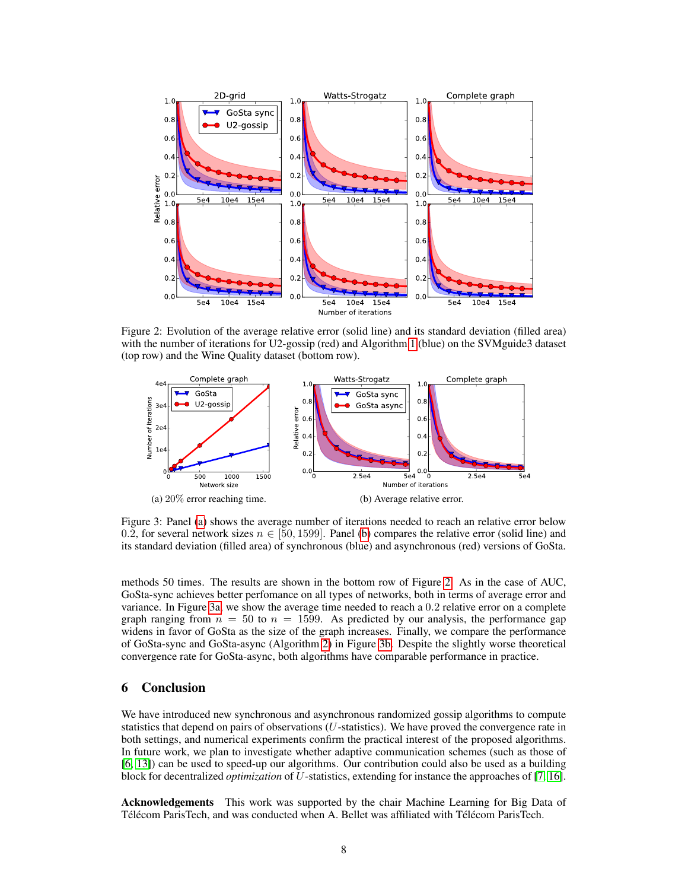Figure 2: Evolution of the average relative error (solid line) and its standard deviation (filled area) with the number of iterations for U2-gossip (red) and Algorithm 1 (blue) on the SVMguide3 dataset (top row) and the Wine Quality dataset (bottom row).

(a) 20% error reaching time.

(b) Average relative error.

Figure 3: Panel (a) shows the average number of iterations needed to reach an relative error below 0.2, for several network sizes $n \in [50, 1599]$. Panel (b) compares the relative error (solid line) and its standard deviation (filled area) of synchronous (blue) and asynchronous (red) versions of GoSta.

methods 50 times. The results are shown in the bottom row of Figure 2. As in the case of AUC, GoSta-sync achieves better perfomance on all types of networks, both in terms of average error and variance. In Figure 3a, we show the average time needed to reach a 0.2 relative error on a complete graph ranging from $n = 50$ to $n = 1599$. As predicted by our analysis, the performance gap widens in favor of GoSta as the size of the graph increases. Finally, we compare the performance of GoSta-sync and GoSta-async (Algorithm 2) in Figure 3b. Despite the slightly worse theoretical convergence rate for GoSta-async, both algorithms have comparable performance in practice.

## 6 Conclusion

We have introduced new synchronous and asynchronous randomized gossip algorithms to compute statistics that depend on pairs of observations ($U$-statistics). We have proved the convergence rate in both settings, and numerical experiments confirm the practical interest of the proposed algorithms. In future work, we plan to investigate whether adaptive communication schemes (such as those of [6, 13]) can be used to speed-up our algorithms. Our contribution could also be used as a building block for decentralized *optimization* of $U$-statistics, extending for instance the approaches of [7, 16].

**Acknowledgements** This work was supported by the chair Machine Learning for Big Data of Télécom ParisTech, and was conducted when A. Bellet was affiliated with Télécom ParisTech.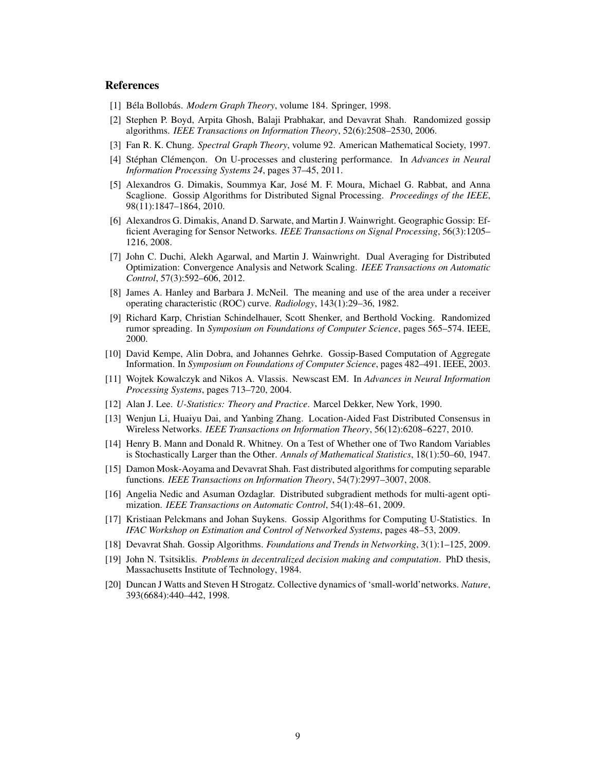## References

[1] Béla Bollobás. *Modern Graph Theory*, volume 184. Springer, 1998.

[2] Stephen P. Boyd, Arpita Ghosh, Balaji Prabhakar, and Devavrat Shah. Randomized gossip algorithms. *IEEE Transactions on Information Theory*, 52(6):2508–2530, 2006.

[3] Fan R. K. Chung. *Spectral Graph Theory*, volume 92. American Mathematical Society, 1997.

[4] Stéphan Clémençon. On U-processes and clustering performance. In *Advances in Neural Information Processing Systems 24*, pages 37–45, 2011.

[5] Alexandros G. Dimakis, Soummya Kar, José M. F. Moura, Michael G. Rabbat, and Anna Scaglione. Gossip Algorithms for Distributed Signal Processing. *Proceedings of the IEEE*, 98(11):1847–1864, 2010.

[6] Alexandros G. Dimakis, Anand D. Sarwate, and Martin J. Wainwright. Geographic Gossip: Efficient Averaging for Sensor Networks. *IEEE Transactions on Signal Processing*, 56(3):1205–1216, 2008.

[7] John C. Duchi, Alekh Agarwal, and Martin J. Wainwright. Dual Averaging for Distributed Optimization: Convergence Analysis and Network Scaling. *IEEE Transactions on Automatic Control*, 57(3):592–606, 2012.

[8] James A. Hanley and Barbara J. McNeil. The meaning and use of the area under a receiver operating characteristic (ROC) curve. *Radiology*, 143(1):29–36, 1982.

[9] Richard Karp, Christian Schindelhauer, Scott Shenker, and Berthold Vocking. Randomized rumor spreading. In *Symposium on Foundations of Computer Science*, pages 565–574. IEEE, 2000.

[10] David Kempe, Alin Dobra, and Johannes Gehrke. Gossip-Based Computation of Aggregate Information. In *Symposium on Foundations of Computer Science*, pages 482–491. IEEE, 2003.

[11] Wojtek Kowalczyk and Nikos A. Vlassis. Newscast EM. In *Advances in Neural Information Processing Systems*, pages 713–720, 2004.

[12] Alan J. Lee. *U-Statistics: Theory and Practice*. Marcel Dekker, New York, 1990.

[13] Wenjun Li, Huaiyu Dai, and Yanbing Zhang. Location-Aided Fast Distributed Consensus in Wireless Networks. *IEEE Transactions on Information Theory*, 56(12):6208–6227, 2010.

[14] Henry B. Mann and Donald R. Whitney. On a Test of Whether one of Two Random Variables is Stochastically Larger than the Other. *Annals of Mathematical Statistics*, 18(1):50–60, 1947.

[15] Damon Mosk-Aoyama and Devavrat Shah. Fast distributed algorithms for computing separable functions. *IEEE Transactions on Information Theory*, 54(7):2997–3007, 2008.

[16] Angelia Nedic and Asuman Ozdaglar. Distributed subgradient methods for multi-agent optimization. *IEEE Transactions on Automatic Control*, 54(1):48–61, 2009.

[17] Kristiaan Pelckmans and Johan Suykens. Gossip Algorithms for Computing U-Statistics. In *IFAC Workshop on Estimation and Control of Networked Systems*, pages 48–53, 2009.

[18] Devavrat Shah. Gossip Algorithms. *Foundations and Trends in Networking*, 3(1):1–125, 2009.

[19] John N. Tsitsiklis. *Problems in decentralized decision making and computation*. PhD thesis, Massachusetts Institute of Technology, 1984.

[20] Duncan J Watts and Steven H Strogatz. Collective dynamics of 'small-world'networks. *Nature*, 393(6684):440–442, 1998.